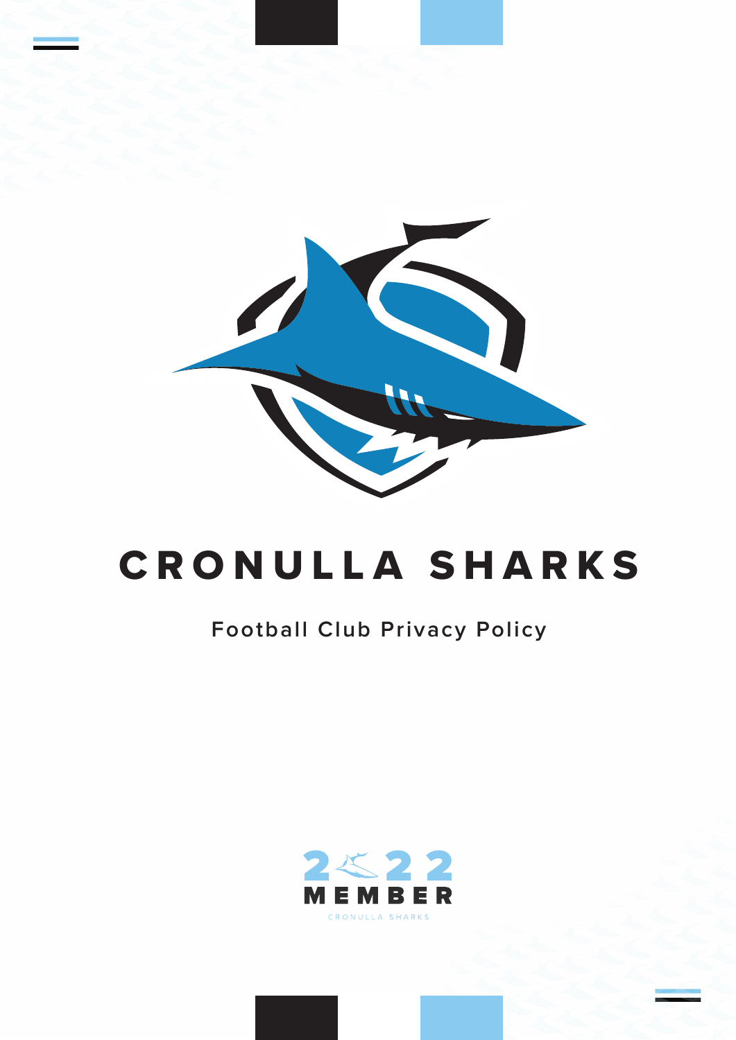# CRONULLA SHARKS

## Football Club Privacy Policy

2022 MEMBER

CRONULLA SHARKS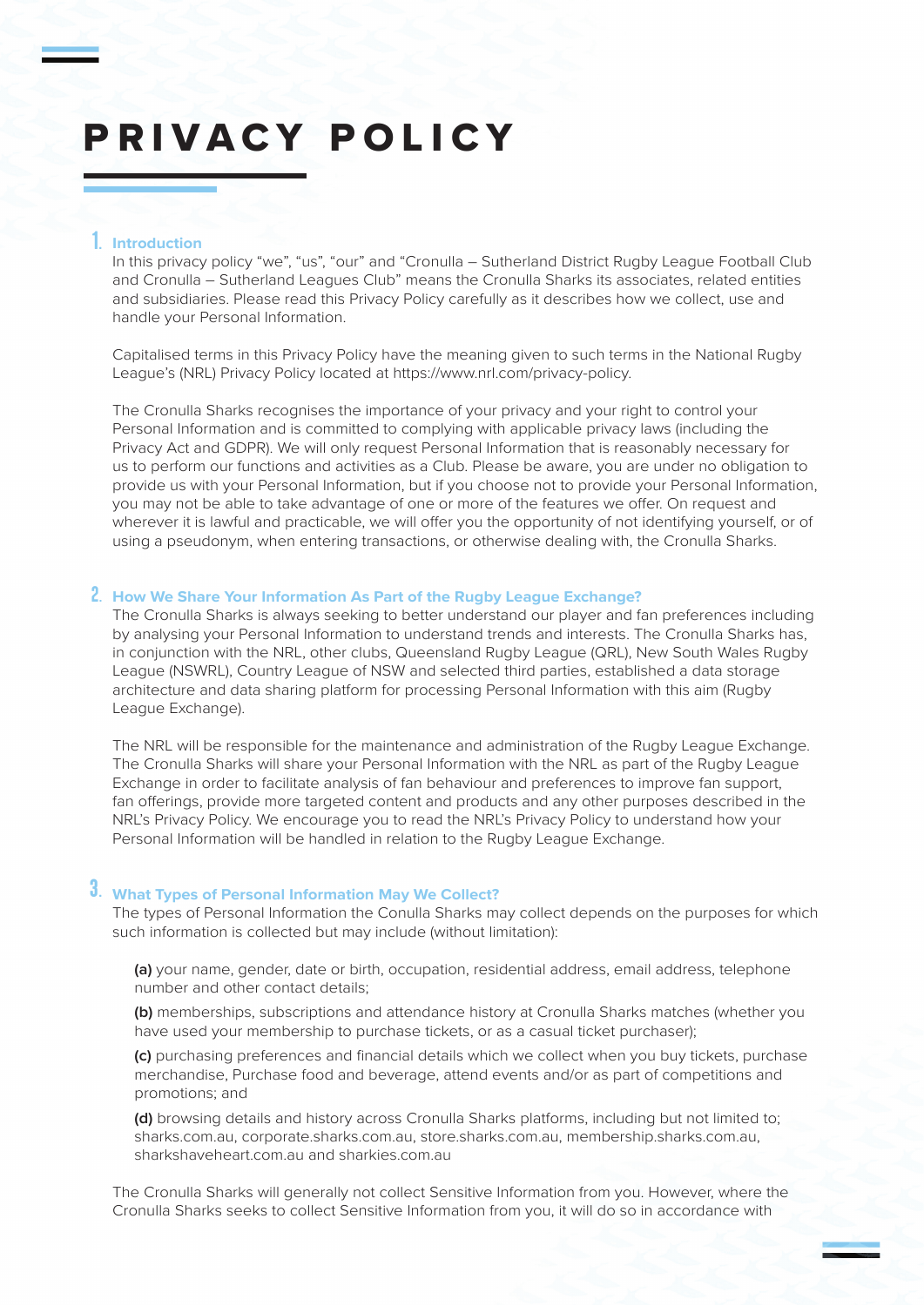# PRIVACY POLICY

## 1. Introduction

In this privacy policy “we”, “us”, “our” and “Cronulla – Sutherland District Rugby League Football Club and Cronulla – Sutherland Leagues Club” means the Cronulla Sharks its associates, related entities and subsidiaries. Please read this Privacy Policy carefully as it describes how we collect, use and handle your Personal Information.

Capitalised terms in this Privacy Policy have the meaning given to such terms in the National Rugby League’s (NRL) Privacy Policy located at https://www.nrl.com/privacy-policy.

The Cronulla Sharks recognises the importance of your privacy and your right to control your Personal Information and is committed to complying with applicable privacy laws (including the Privacy Act and GDPR). We will only request Personal Information that is reasonably necessary for us to perform our functions and activities as a Club. Please be aware, you are under no obligation to provide us with your Personal Information, but if you choose not to provide your Personal Information, you may not be able to take advantage of one or more of the features we offer. On request and wherever it is lawful and practicable, we will offer you the opportunity of not identifying yourself, or of using a pseudonym, when entering transactions, or otherwise dealing with, the Cronulla Sharks.

## 2. How We Share Your Information As Part of the Rugby League Exchange?

The Cronulla Sharks is always seeking to better understand our player and fan preferences including by analysing your Personal Information to understand trends and interests. The Cronulla Sharks has, in conjunction with the NRL, other clubs, Queensland Rugby League (QRL), New South Wales Rugby League (NSWRL), Country League of NSW and selected third parties, established a data storage architecture and data sharing platform for processing Personal Information with this aim (Rugby League Exchange).

The NRL will be responsible for the maintenance and administration of the Rugby League Exchange. The Cronulla Sharks will share your Personal Information with the NRL as part of the Rugby League Exchange in order to facilitate analysis of fan behaviour and preferences to improve fan support, fan offerings, provide more targeted content and products and any other purposes described in the NRL’s Privacy Policy. We encourage you to read the NRL’s Privacy Policy to understand how your Personal Information will be handled in relation to the Rugby League Exchange.

## 3. What Types of Personal Information May We Collect?

The types of Personal Information the Conulla Sharks may collect depends on the purposes for which such information is collected but may include (without limitation):

**(a)** your name, gender, date or birth, occupation, residential address, email address, telephone number and other contact details;

**(b)** memberships, subscriptions and attendance history at Cronulla Sharks matches (whether you have used your membership to purchase tickets, or as a casual ticket purchaser);

**(c)** purchasing preferences and financial details which we collect when you buy tickets, purchase merchandise, Purchase food and beverage, attend events and/or as part of competitions and promotions; and

**(d)** browsing details and history across Cronulla Sharks platforms, including but not limited to; sharks.com.au, corporate.sharks.com.au, store.sharks.com.au, membership.sharks.com.au, sharkshaveheart.com.au and sharkies.com.au

The Cronulla Sharks will generally not collect Sensitive Information from you. However, where the Cronulla Sharks seeks to collect Sensitive Information from you, it will do so in accordance with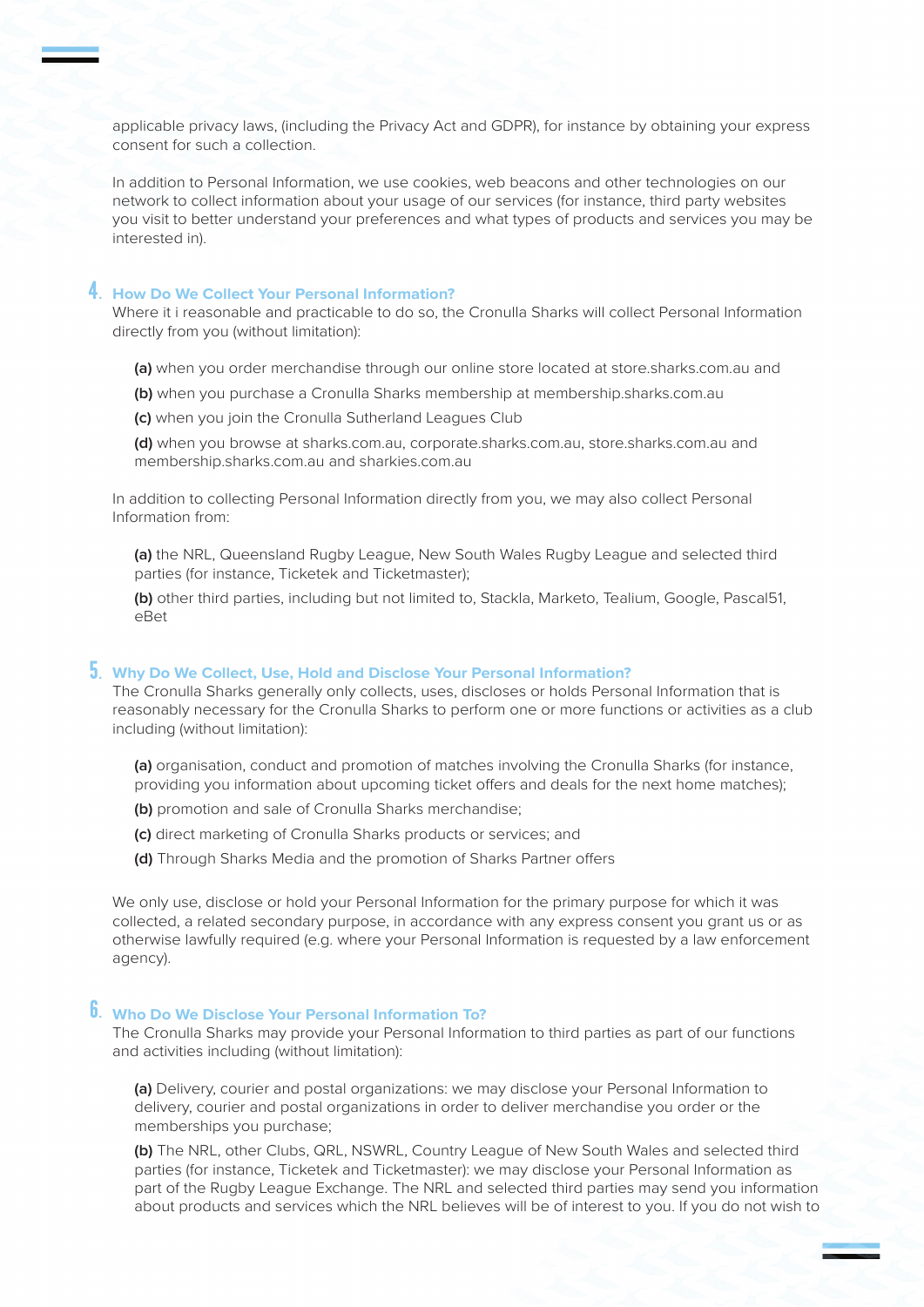applicable privacy laws, (including the Privacy Act and GDPR), for instance by obtaining your express consent for such a collection.

In addition to Personal Information, we use cookies, web beacons and other technologies on our network to collect information about your usage of our services (for instance, third party websites you visit to better understand your preferences and what types of products and services you may be interested in).

## 4. How Do We Collect Your Personal Information?

Where it i reasonable and practicable to do so, the Cronulla Sharks will collect Personal Information directly from you (without limitation):

**(a)** when you order merchandise through our online store located at store.sharks.com.au and

**(b)** when you purchase a Cronulla Sharks membership at membership.sharks.com.au

**(c)** when you join the Cronulla Sutherland Leagues Club

**(d)** when you browse at sharks.com.au, corporate.sharks.com.au, store.sharks.com.au and membership.sharks.com.au and sharkies.com.au

In addition to collecting Personal Information directly from you, we may also collect Personal Information from:

**(a)** the NRL, Queensland Rugby League, New South Wales Rugby League and selected third parties (for instance, Ticketek and Ticketmaster);

**(b)** other third parties, including but not limited to, Stackla, Marketo, Tealium, Google, Pascal51, eBet

## 5. Why Do We Collect, Use, Hold and Disclose Your Personal Information?

The Cronulla Sharks generally only collects, uses, discloses or holds Personal Information that is reasonably necessary for the Cronulla Sharks to perform one or more functions or activities as a club including (without limitation):

**(a)** organisation, conduct and promotion of matches involving the Cronulla Sharks (for instance, providing you information about upcoming ticket offers and deals for the next home matches);

**(b)** promotion and sale of Cronulla Sharks merchandise;

**(c)** direct marketing of Cronulla Sharks products or services; and

**(d)** Through Sharks Media and the promotion of Sharks Partner offers

We only use, disclose or hold your Personal Information for the primary purpose for which it was collected, a related secondary purpose, in accordance with any express consent you grant us or as otherwise lawfully required (e.g. where your Personal Information is requested by a law enforcement agency).

## 6. Who Do We Disclose Your Personal Information To?

The Cronulla Sharks may provide your Personal Information to third parties as part of our functions and activities including (without limitation):

**(a)** Delivery, courier and postal organizations: we may disclose your Personal Information to delivery, courier and postal organizations in order to deliver merchandise you order or the memberships you purchase;

**(b)** The NRL, other Clubs, QRL, NSWRL, Country League of New South Wales and selected third parties (for instance, Ticketek and Ticketmaster): we may disclose your Personal Information as part of the Rugby League Exchange. The NRL and selected third parties may send you information about products and services which the NRL believes will be of interest to you. If you do not wish to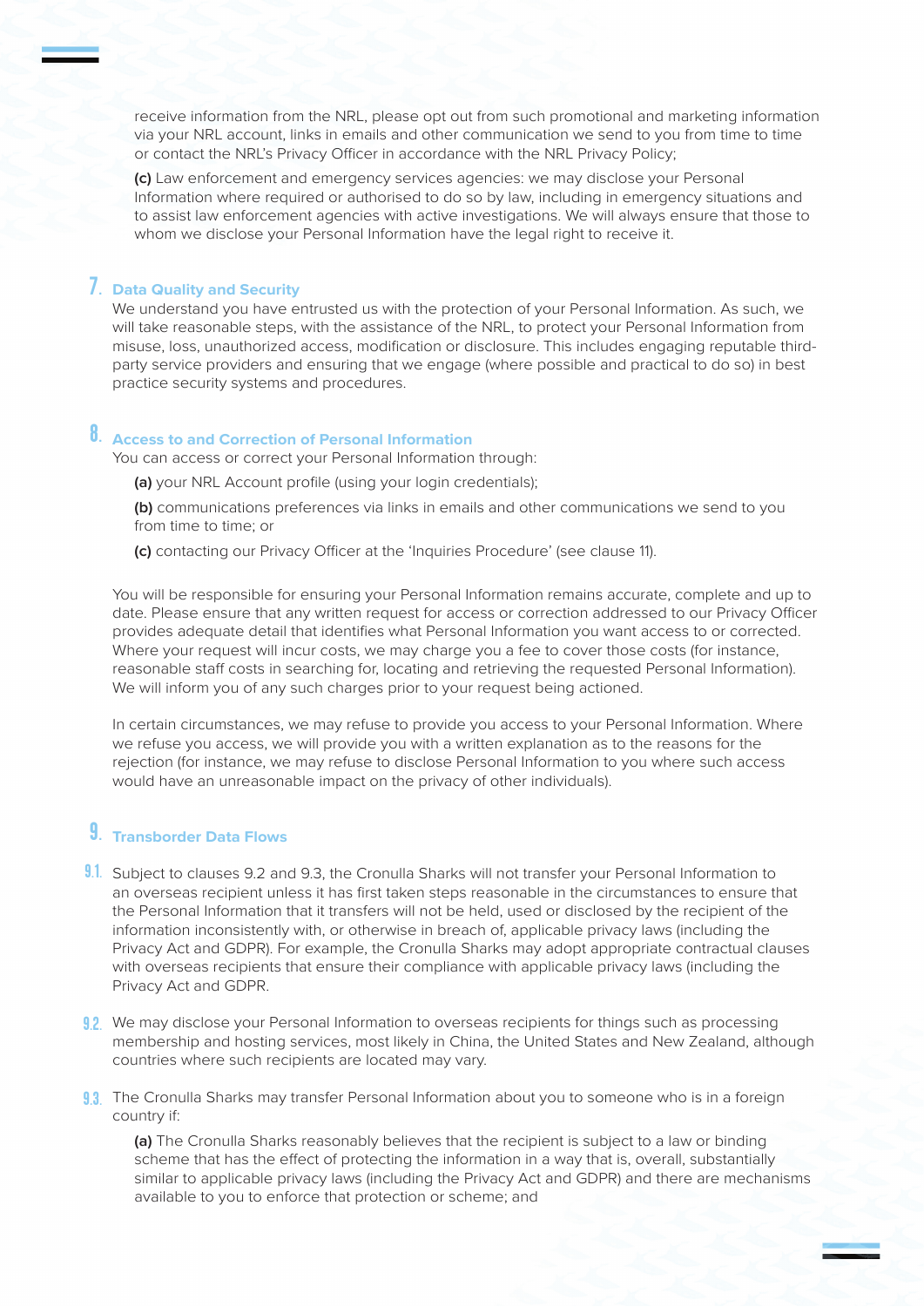receive information from the NRL, please opt out from such promotional and marketing information via your NRL account, links in emails and other communication we send to you from time to time or contact the NRL's Privacy Officer in accordance with the NRL Privacy Policy;

**(c)** Law enforcement and emergency services agencies: we may disclose your Personal Information where required or authorised to do so by law, including in emergency situations and to assist law enforcement agencies with active investigations. We will always ensure that those to whom we disclose your Personal Information have the legal right to receive it.

## 7. Data Quality and Security

We understand you have entrusted us with the protection of your Personal Information. As such, we will take reasonable steps, with the assistance of the NRL, to protect your Personal Information from misuse, loss, unauthorized access, modification or disclosure. This includes engaging reputable third-party service providers and ensuring that we engage (where possible and practical to do so) in best practice security systems and procedures.

## 8. Access to and Correction of Personal Information

You can access or correct your Personal Information through:

**(a)** your NRL Account profile (using your login credentials);

**(b)** communications preferences via links in emails and other communications we send to you from time to time; or

**(c)** contacting our Privacy Officer at the 'Inquiries Procedure' (see clause 11).

You will be responsible for ensuring your Personal Information remains accurate, complete and up to date. Please ensure that any written request for access or correction addressed to our Privacy Officer provides adequate detail that identifies what Personal Information you want access to or corrected. Where your request will incur costs, we may charge you a fee to cover those costs (for instance, reasonable staff costs in searching for, locating and retrieving the requested Personal Information). We will inform you of any such charges prior to your request being actioned.

In certain circumstances, we may refuse to provide you access to your Personal Information. Where we refuse you access, we will provide you with a written explanation as to the reasons for the rejection (for instance, we may refuse to disclose Personal Information to you where such access would have an unreasonable impact on the privacy of other individuals).

## 9. Transborder Data Flows

9.1. Subject to clauses 9.2 and 9.3, the Cronulla Sharks will not transfer your Personal Information to an overseas recipient unless it has first taken steps reasonable in the circumstances to ensure that the Personal Information that it transfers will not be held, used or disclosed by the recipient of the information inconsistently with, or otherwise in breach of, applicable privacy laws (including the Privacy Act and GDPR). For example, the Cronulla Sharks may adopt appropriate contractual clauses with overseas recipients that ensure their compliance with applicable privacy laws (including the Privacy Act and GDPR.

9.2. We may disclose your Personal Information to overseas recipients for things such as processing membership and hosting services, most likely in China, the United States and New Zealand, although countries where such recipients are located may vary.

9.3. The Cronulla Sharks may transfer Personal Information about you to someone who is in a foreign country if:

**(a)** The Cronulla Sharks reasonably believes that the recipient is subject to a law or binding scheme that has the effect of protecting the information in a way that is, overall, substantially similar to applicable privacy laws (including the Privacy Act and GDPR) and there are mechanisms available to you to enforce that protection or scheme; and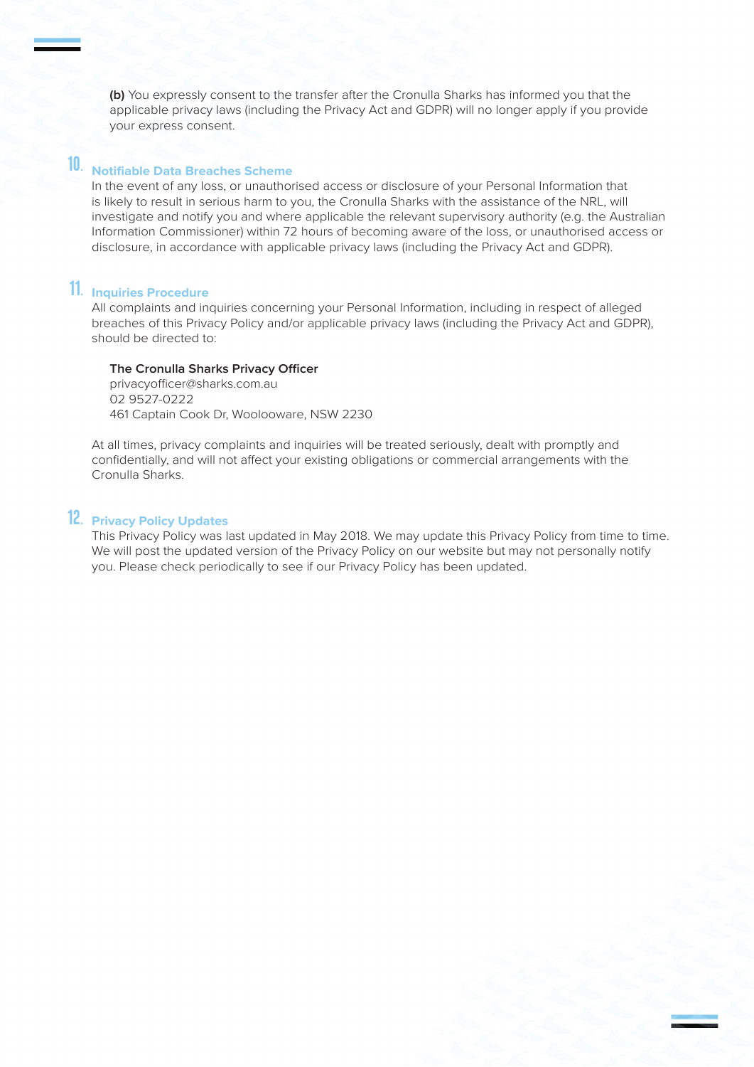**(b)** You expressly consent to the transfer after the Cronulla Sharks has informed you that the applicable privacy laws (including the Privacy Act and GDPR) will no longer apply if you provide your express consent.

## 10. Notifiable Data Breaches Scheme

In the event of any loss, or unauthorised access or disclosure of your Personal Information that is likely to result in serious harm to you, the Cronulla Sharks with the assistance of the NRL, will investigate and notify you and where applicable the relevant supervisory authority (e.g. the Australian Information Commissioner) within 72 hours of becoming aware of the loss, or unauthorised access or disclosure, in accordance with applicable privacy laws (including the Privacy Act and GDPR).

## 11. Inquiries Procedure

All complaints and inquiries concerning your Personal Information, including in respect of alleged breaches of this Privacy Policy and/or applicable privacy laws (including the Privacy Act and GDPR), should be directed to:

**The Cronulla Sharks Privacy Officer**
privacyofficer@sharks.com.au
02 9527-0222
461 Captain Cook Dr, Woolooware, NSW 2230

At all times, privacy complaints and inquiries will be treated seriously, dealt with promptly and confidentially, and will not affect your existing obligations or commercial arrangements with the Cronulla Sharks.

## 12. Privacy Policy Updates

This Privacy Policy was last updated in May 2018. We may update this Privacy Policy from time to time. We will post the updated version of the Privacy Policy on our website but may not personally notify you. Please check periodically to see if our Privacy Policy has been updated.